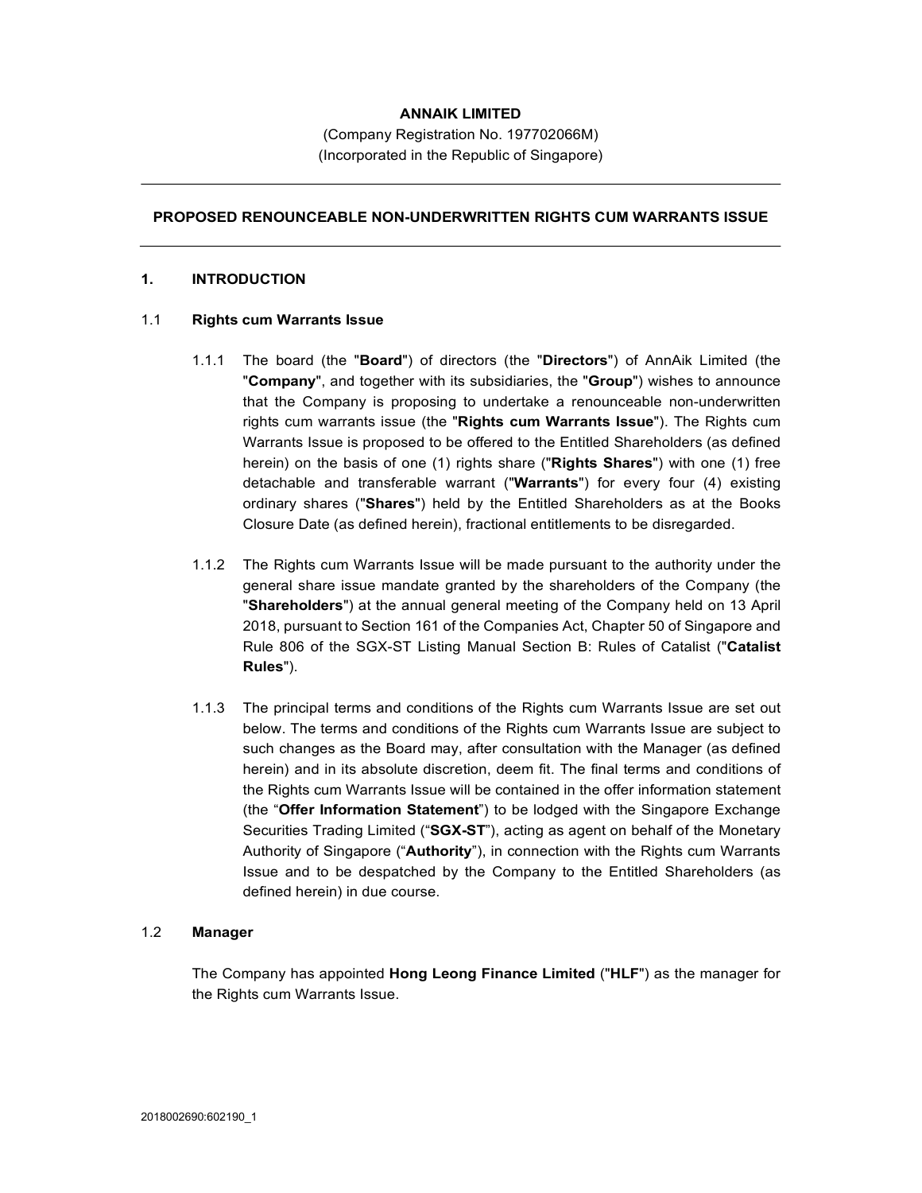**ANNAIK LIMITED**

(Company Registration No. 197702066M)
(Incorporated in the Republic of Singapore)

---

**PROPOSED RENOUNCEABLE NON-UNDERWRITTEN RIGHTS CUM WARRANTS ISSUE**

---

## 1. INTRODUCTION

### 1.1 Rights cum Warrants Issue

1.1.1 The board (the "**Board**") of directors (the "**Directors**") of AnnAik Limited (the "**Company**", and together with its subsidiaries, the "**Group**") wishes to announce that the Company is proposing to undertake a renounceable non-underwritten rights cum warrants issue (the "**Rights cum Warrants Issue**"). The Rights cum Warrants Issue is proposed to be offered to the Entitled Shareholders (as defined herein) on the basis of one (1) rights share ("**Rights Shares**") with one (1) free detachable and transferable warrant ("**Warrants**") for every four (4) existing ordinary shares ("**Shares**") held by the Entitled Shareholders as at the Books Closure Date (as defined herein), fractional entitlements to be disregarded.

1.1.2 The Rights cum Warrants Issue will be made pursuant to the authority under the general share issue mandate granted by the shareholders of the Company (the "**Shareholders**") at the annual general meeting of the Company held on 13 April 2018, pursuant to Section 161 of the Companies Act, Chapter 50 of Singapore and Rule 806 of the SGX-ST Listing Manual Section B: Rules of Catalist ("**Catalist Rules**").

1.1.3 The principal terms and conditions of the Rights cum Warrants Issue are set out below. The terms and conditions of the Rights cum Warrants Issue are subject to such changes as the Board may, after consultation with the Manager (as defined herein) and in its absolute discretion, deem fit. The final terms and conditions of the Rights cum Warrants Issue will be contained in the offer information statement (the "**Offer Information Statement**") to be lodged with the Singapore Exchange Securities Trading Limited ("**SGX-ST**"), acting as agent on behalf of the Monetary Authority of Singapore ("**Authority**"), in connection with the Rights cum Warrants Issue and to be despatched by the Company to the Entitled Shareholders (as defined herein) in due course.

### 1.2 Manager

The Company has appointed **Hong Leong Finance Limited** ("**HLF**") as the manager for the Rights cum Warrants Issue.

2018002690:602190_1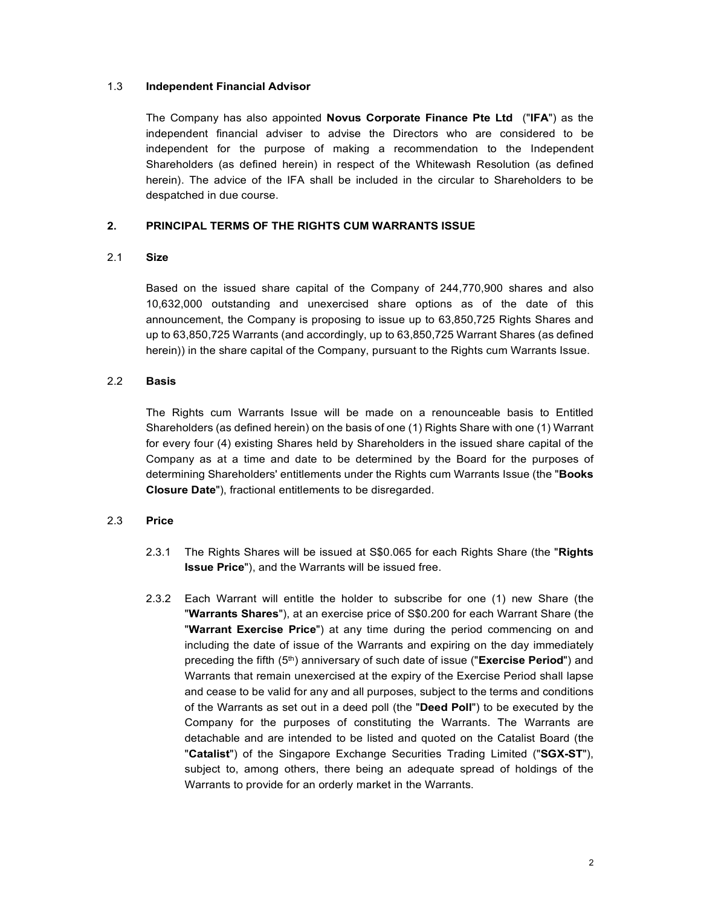### 1.3 Independent Financial Advisor

The Company has also appointed **Novus Corporate Finance Pte Ltd** ("**IFA**") as the independent financial adviser to advise the Directors who are considered to be independent for the purpose of making a recommendation to the Independent Shareholders (as defined herein) in respect of the Whitewash Resolution (as defined herein). The advice of the IFA shall be included in the circular to Shareholders to be despatched in due course.

## 2. PRINCIPAL TERMS OF THE RIGHTS CUM WARRANTS ISSUE

### 2.1 Size

Based on the issued share capital of the Company of 244,770,900 shares and also 10,632,000 outstanding and unexercised share options as of the date of this announcement, the Company is proposing to issue up to 63,850,725 Rights Shares and up to 63,850,725 Warrants (and accordingly, up to 63,850,725 Warrant Shares (as defined herein)) in the share capital of the Company, pursuant to the Rights cum Warrants Issue.

### 2.2 Basis

The Rights cum Warrants Issue will be made on a renounceable basis to Entitled Shareholders (as defined herein) on the basis of one (1) Rights Share with one (1) Warrant for every four (4) existing Shares held by Shareholders in the issued share capital of the Company as at a time and date to be determined by the Board for the purposes of determining Shareholders' entitlements under the Rights cum Warrants Issue (the "**Books Closure Date**"), fractional entitlements to be disregarded.

### 2.3 Price

2.3.1 The Rights Shares will be issued at S$0.065 for each Rights Share (the "**Rights Issue Price**"), and the Warrants will be issued free.

2.3.2 Each Warrant will entitle the holder to subscribe for one (1) new Share (the "**Warrants Shares**"), at an exercise price of S$0.200 for each Warrant Share (the "**Warrant Exercise Price**") at any time during the period commencing on and including the date of issue of the Warrants and expiring on the day immediately preceding the fifth (5th) anniversary of such date of issue ("**Exercise Period**") and Warrants that remain unexercised at the expiry of the Exercise Period shall lapse and cease to be valid for any and all purposes, subject to the terms and conditions of the Warrants as set out in a deed poll (the "**Deed Poll**") to be executed by the Company for the purposes of constituting the Warrants. The Warrants are detachable and are intended to be listed and quoted on the Catalist Board (the "**Catalist**") of the Singapore Exchange Securities Trading Limited ("**SGX-ST**"), subject to, among others, there being an adequate spread of holdings of the Warrants to provide for an orderly market in the Warrants.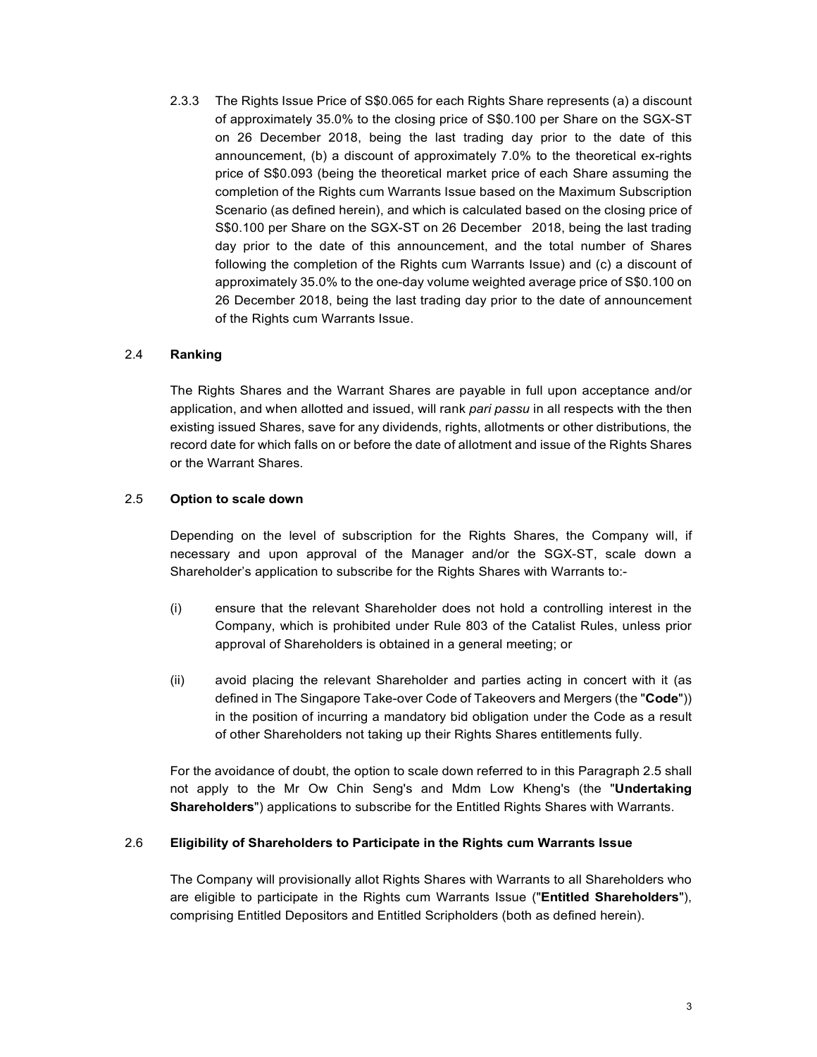2.3.3 The Rights Issue Price of S$0.065 for each Rights Share represents (a) a discount of approximately 35.0% to the closing price of S$0.100 per Share on the SGX-ST on 26 December 2018, being the last trading day prior to the date of this announcement, (b) a discount of approximately 7.0% to the theoretical ex-rights price of S$0.093 (being the theoretical market price of each Share assuming the completion of the Rights cum Warrants Issue based on the Maximum Subscription Scenario (as defined herein), and which is calculated based on the closing price of S$0.100 per Share on the SGX-ST on 26 December 2018, being the last trading day prior to the date of this announcement, and the total number of Shares following the completion of the Rights cum Warrants Issue) and (c) a discount of approximately 35.0% to the one-day volume weighted average price of S$0.100 on 26 December 2018, being the last trading day prior to the date of announcement of the Rights cum Warrants Issue.

## 2.4 Ranking

The Rights Shares and the Warrant Shares are payable in full upon acceptance and/or application, and when allotted and issued, will rank *pari passu* in all respects with the then existing issued Shares, save for any dividends, rights, allotments or other distributions, the record date for which falls on or before the date of allotment and issue of the Rights Shares or the Warrant Shares.

## 2.5 Option to scale down

Depending on the level of subscription for the Rights Shares, the Company will, if necessary and upon approval of the Manager and/or the SGX-ST, scale down a Shareholder's application to subscribe for the Rights Shares with Warrants to:-

(i) ensure that the relevant Shareholder does not hold a controlling interest in the Company, which is prohibited under Rule 803 of the Catalist Rules, unless prior approval of Shareholders is obtained in a general meeting; or

(ii) avoid placing the relevant Shareholder and parties acting in concert with it (as defined in The Singapore Take-over Code of Takeovers and Mergers (the "**Code**")) in the position of incurring a mandatory bid obligation under the Code as a result of other Shareholders not taking up their Rights Shares entitlements fully.

For the avoidance of doubt, the option to scale down referred to in this Paragraph 2.5 shall not apply to the Mr Ow Chin Seng's and Mdm Low Kheng's (the "**Undertaking Shareholders**") applications to subscribe for the Entitled Rights Shares with Warrants.

## 2.6 Eligibility of Shareholders to Participate in the Rights cum Warrants Issue

The Company will provisionally allot Rights Shares with Warrants to all Shareholders who are eligible to participate in the Rights cum Warrants Issue ("**Entitled Shareholders**"), comprising Entitled Depositors and Entitled Scripholders (both as defined herein).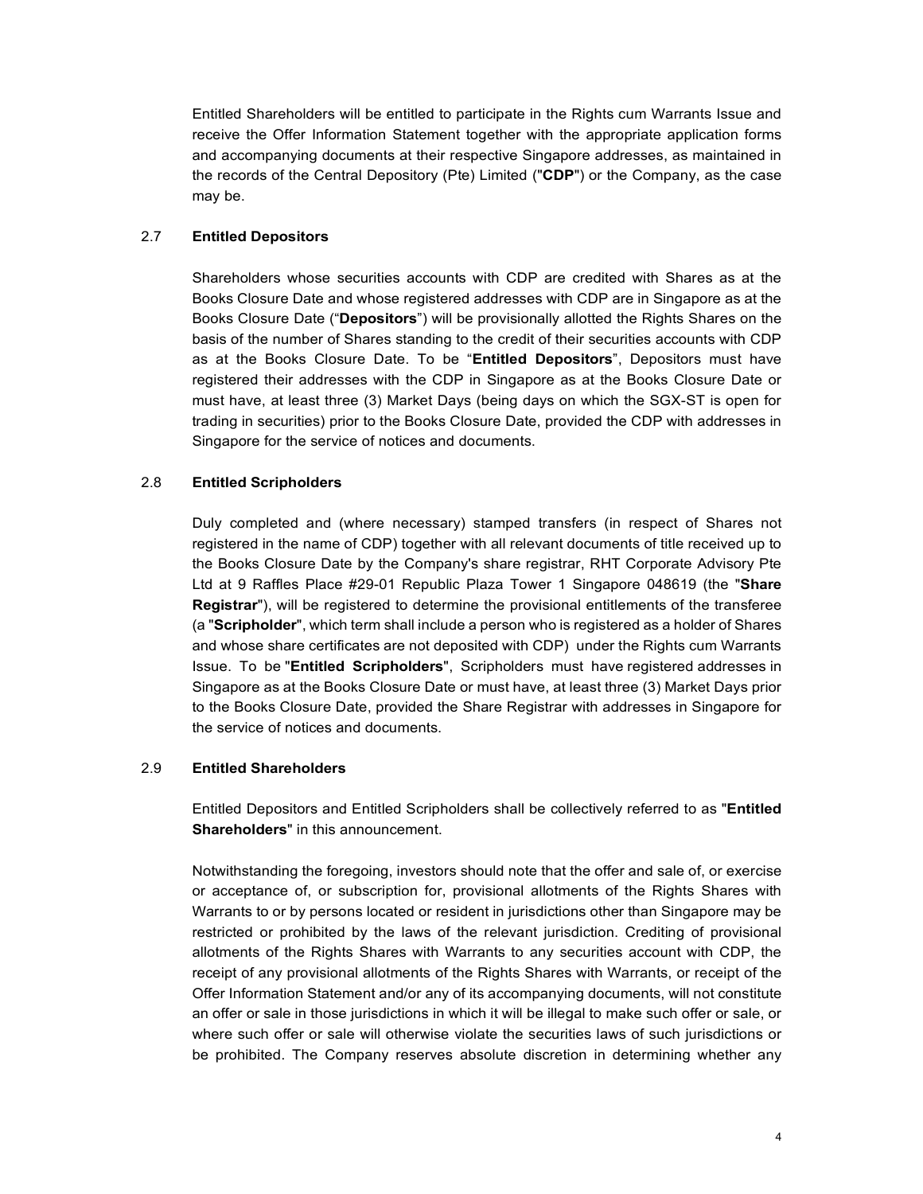Entitled Shareholders will be entitled to participate in the Rights cum Warrants Issue and receive the Offer Information Statement together with the appropriate application forms and accompanying documents at their respective Singapore addresses, as maintained in the records of the Central Depository (Pte) Limited ("**CDP**") or the Company, as the case may be.

### 2.7 Entitled Depositors

Shareholders whose securities accounts with CDP are credited with Shares as at the Books Closure Date and whose registered addresses with CDP are in Singapore as at the Books Closure Date ("**Depositors**") will be provisionally allotted the Rights Shares on the basis of the number of Shares standing to the credit of their securities accounts with CDP as at the Books Closure Date. To be "**Entitled Depositors**", Depositors must have registered their addresses with the CDP in Singapore as at the Books Closure Date or must have, at least three (3) Market Days (being days on which the SGX-ST is open for trading in securities) prior to the Books Closure Date, provided the CDP with addresses in Singapore for the service of notices and documents.

### 2.8 Entitled Scripholders

Duly completed and (where necessary) stamped transfers (in respect of Shares not registered in the name of CDP) together with all relevant documents of title received up to the Books Closure Date by the Company's share registrar, RHT Corporate Advisory Pte Ltd at 9 Raffles Place #29-01 Republic Plaza Tower 1 Singapore 048619 (the "**Share Registrar**"), will be registered to determine the provisional entitlements of the transferee (a "**Scripholder**", which term shall include a person who is registered as a holder of Shares and whose share certificates are not deposited with CDP) under the Rights cum Warrants Issue. To be "**Entitled Scripholders**", Scripholders must have registered addresses in Singapore as at the Books Closure Date or must have, at least three (3) Market Days prior to the Books Closure Date, provided the Share Registrar with addresses in Singapore for the service of notices and documents.

### 2.9 Entitled Shareholders

Entitled Depositors and Entitled Scripholders shall be collectively referred to as "**Entitled Shareholders**" in this announcement.

Notwithstanding the foregoing, investors should note that the offer and sale of, or exercise or acceptance of, or subscription for, provisional allotments of the Rights Shares with Warrants to or by persons located or resident in jurisdictions other than Singapore may be restricted or prohibited by the laws of the relevant jurisdiction. Crediting of provisional allotments of the Rights Shares with Warrants to any securities account with CDP, the receipt of any provisional allotments of the Rights Shares with Warrants, or receipt of the Offer Information Statement and/or any of its accompanying documents, will not constitute an offer or sale in those jurisdictions in which it will be illegal to make such offer or sale, or where such offer or sale will otherwise violate the securities laws of such jurisdictions or be prohibited. The Company reserves absolute discretion in determining whether any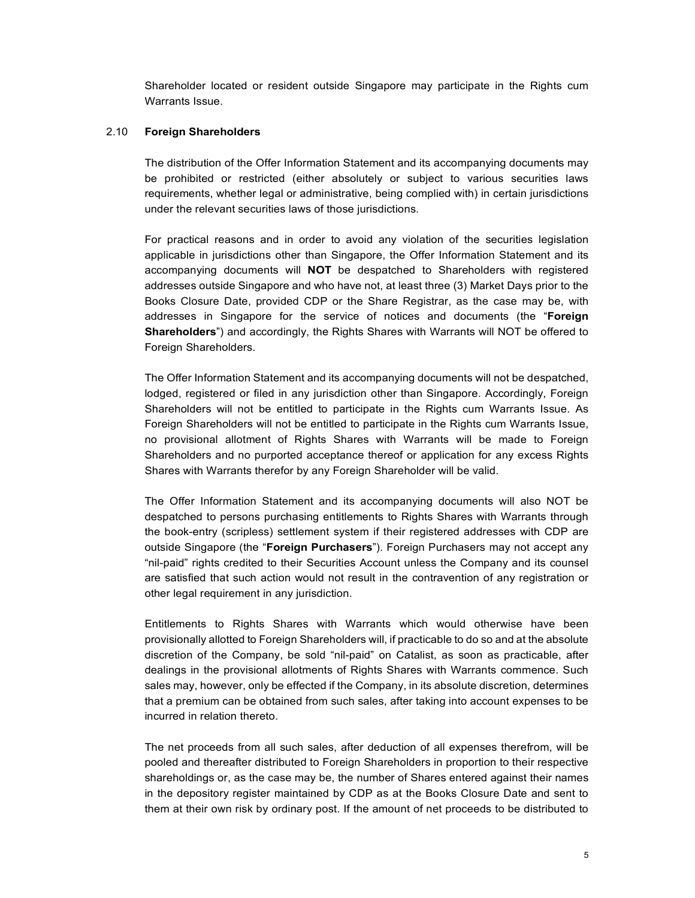Shareholder located or resident outside Singapore may participate in the Rights cum Warrants Issue.

### 2.10 **Foreign Shareholders**

The distribution of the Offer Information Statement and its accompanying documents may be prohibited or restricted (either absolutely or subject to various securities laws requirements, whether legal or administrative, being complied with) in certain jurisdictions under the relevant securities laws of those jurisdictions.

For practical reasons and in order to avoid any violation of the securities legislation applicable in jurisdictions other than Singapore, the Offer Information Statement and its accompanying documents will **NOT** be despatched to Shareholders with registered addresses outside Singapore and who have not, at least three (3) Market Days prior to the Books Closure Date, provided CDP or the Share Registrar, as the case may be, with addresses in Singapore for the service of notices and documents (the "**Foreign Shareholders**") and accordingly, the Rights Shares with Warrants will NOT be offered to Foreign Shareholders.

The Offer Information Statement and its accompanying documents will not be despatched, lodged, registered or filed in any jurisdiction other than Singapore. Accordingly, Foreign Shareholders will not be entitled to participate in the Rights cum Warrants Issue. As Foreign Shareholders will not be entitled to participate in the Rights cum Warrants Issue, no provisional allotment of Rights Shares with Warrants will be made to Foreign Shareholders and no purported acceptance thereof or application for any excess Rights Shares with Warrants therefor by any Foreign Shareholder will be valid.

The Offer Information Statement and its accompanying documents will also NOT be despatched to persons purchasing entitlements to Rights Shares with Warrants through the book-entry (scripless) settlement system if their registered addresses with CDP are outside Singapore (the "**Foreign Purchasers**"). Foreign Purchasers may not accept any "nil-paid" rights credited to their Securities Account unless the Company and its counsel are satisfied that such action would not result in the contravention of any registration or other legal requirement in any jurisdiction.

Entitlements to Rights Shares with Warrants which would otherwise have been provisionally allotted to Foreign Shareholders will, if practicable to do so and at the absolute discretion of the Company, be sold "nil-paid" on Catalist, as soon as practicable, after dealings in the provisional allotments of Rights Shares with Warrants commence. Such sales may, however, only be effected if the Company, in its absolute discretion, determines that a premium can be obtained from such sales, after taking into account expenses to be incurred in relation thereto.

The net proceeds from all such sales, after deduction of all expenses therefrom, will be pooled and thereafter distributed to Foreign Shareholders in proportion to their respective shareholdings or, as the case may be, the number of Shares entered against their names in the depository register maintained by CDP as at the Books Closure Date and sent to them at their own risk by ordinary post. If the amount of net proceeds to be distributed to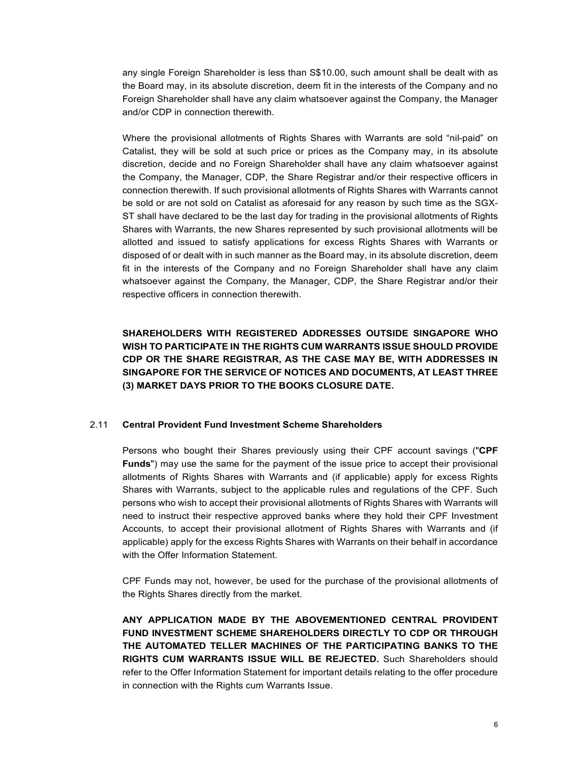any single Foreign Shareholder is less than S$10.00, such amount shall be dealt with as the Board may, in its absolute discretion, deem fit in the interests of the Company and no Foreign Shareholder shall have any claim whatsoever against the Company, the Manager and/or CDP in connection therewith.

Where the provisional allotments of Rights Shares with Warrants are sold "nil-paid" on Catalist, they will be sold at such price or prices as the Company may, in its absolute discretion, decide and no Foreign Shareholder shall have any claim whatsoever against the Company, the Manager, CDP, the Share Registrar and/or their respective officers in connection therewith. If such provisional allotments of Rights Shares with Warrants cannot be sold or are not sold on Catalist as aforesaid for any reason by such time as the SGX-ST shall have declared to be the last day for trading in the provisional allotments of Rights Shares with Warrants, the new Shares represented by such provisional allotments will be allotted and issued to satisfy applications for excess Rights Shares with Warrants or disposed of or dealt with in such manner as the Board may, in its absolute discretion, deem fit in the interests of the Company and no Foreign Shareholder shall have any claim whatsoever against the Company, the Manager, CDP, the Share Registrar and/or their respective officers in connection therewith.

**SHAREHOLDERS WITH REGISTERED ADDRESSES OUTSIDE SINGAPORE WHO WISH TO PARTICIPATE IN THE RIGHTS CUM WARRANTS ISSUE SHOULD PROVIDE CDP OR THE SHARE REGISTRAR, AS THE CASE MAY BE, WITH ADDRESSES IN SINGAPORE FOR THE SERVICE OF NOTICES AND DOCUMENTS, AT LEAST THREE (3) MARKET DAYS PRIOR TO THE BOOKS CLOSURE DATE.**

### 2.11 Central Provident Fund Investment Scheme Shareholders

Persons who bought their Shares previously using their CPF account savings ("**CPF Funds**") may use the same for the payment of the issue price to accept their provisional allotments of Rights Shares with Warrants and (if applicable) apply for excess Rights Shares with Warrants, subject to the applicable rules and regulations of the CPF. Such persons who wish to accept their provisional allotments of Rights Shares with Warrants will need to instruct their respective approved banks where they hold their CPF Investment Accounts, to accept their provisional allotment of Rights Shares with Warrants and (if applicable) apply for the excess Rights Shares with Warrants on their behalf in accordance with the Offer Information Statement.

CPF Funds may not, however, be used for the purchase of the provisional allotments of the Rights Shares directly from the market.

**ANY APPLICATION MADE BY THE ABOVEMENTIONED CENTRAL PROVIDENT FUND INVESTMENT SCHEME SHAREHOLDERS DIRECTLY TO CDP OR THROUGH THE AUTOMATED TELLER MACHINES OF THE PARTICIPATING BANKS TO THE RIGHTS CUM WARRANTS ISSUE WILL BE REJECTED.** Such Shareholders should refer to the Offer Information Statement for important details relating to the offer procedure in connection with the Rights cum Warrants Issue.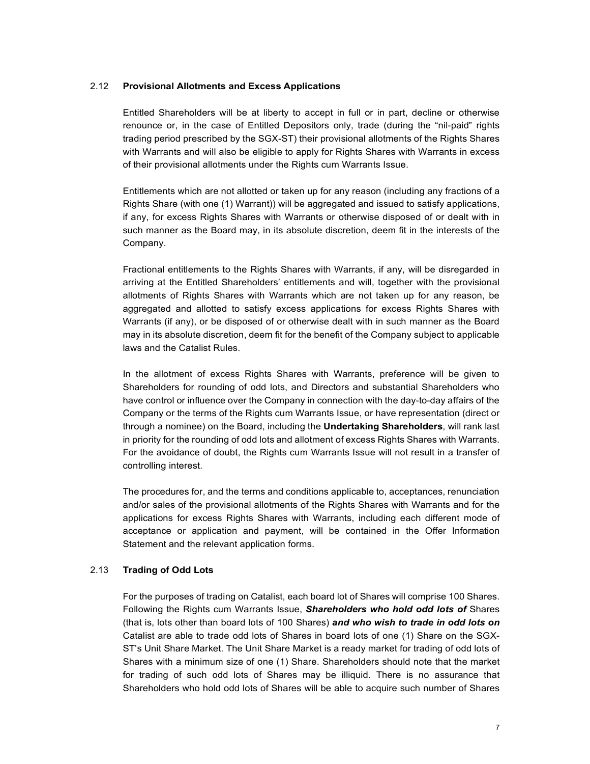### 2.12 **Provisional Allotments and Excess Applications**

Entitled Shareholders will be at liberty to accept in full or in part, decline or otherwise renounce or, in the case of Entitled Depositors only, trade (during the "nil-paid" rights trading period prescribed by the SGX-ST) their provisional allotments of the Rights Shares with Warrants and will also be eligible to apply for Rights Shares with Warrants in excess of their provisional allotments under the Rights cum Warrants Issue.

Entitlements which are not allotted or taken up for any reason (including any fractions of a Rights Share (with one (1) Warrant)) will be aggregated and issued to satisfy applications, if any, for excess Rights Shares with Warrants or otherwise disposed of or dealt with in such manner as the Board may, in its absolute discretion, deem fit in the interests of the Company.

Fractional entitlements to the Rights Shares with Warrants, if any, will be disregarded in arriving at the Entitled Shareholders' entitlements and will, together with the provisional allotments of Rights Shares with Warrants which are not taken up for any reason, be aggregated and allotted to satisfy excess applications for excess Rights Shares with Warrants (if any), or be disposed of or otherwise dealt with in such manner as the Board may in its absolute discretion, deem fit for the benefit of the Company subject to applicable laws and the Catalist Rules.

In the allotment of excess Rights Shares with Warrants, preference will be given to Shareholders for rounding of odd lots, and Directors and substantial Shareholders who have control or influence over the Company in connection with the day-to-day affairs of the Company or the terms of the Rights cum Warrants Issue, or have representation (direct or through a nominee) on the Board, including the **Undertaking Shareholders**, will rank last in priority for the rounding of odd lots and allotment of excess Rights Shares with Warrants. For the avoidance of doubt, the Rights cum Warrants Issue will not result in a transfer of controlling interest.

The procedures for, and the terms and conditions applicable to, acceptances, renunciation and/or sales of the provisional allotments of the Rights Shares with Warrants and for the applications for excess Rights Shares with Warrants, including each different mode of acceptance or application and payment, will be contained in the Offer Information Statement and the relevant application forms.

### 2.13 **Trading of Odd Lots**

For the purposes of trading on Catalist, each board lot of Shares will comprise 100 Shares. Following the Rights cum Warrants Issue, ***Shareholders who hold odd lots of*** Shares (that is, lots other than board lots of 100 Shares) ***and who wish to trade in odd lots on*** Catalist are able to trade odd lots of Shares in board lots of one (1) Share on the SGX-ST's Unit Share Market. The Unit Share Market is a ready market for trading of odd lots of Shares with a minimum size of one (1) Share. Shareholders should note that the market for trading of such odd lots of Shares may be illiquid. There is no assurance that Shareholders who hold odd lots of Shares will be able to acquire such number of Shares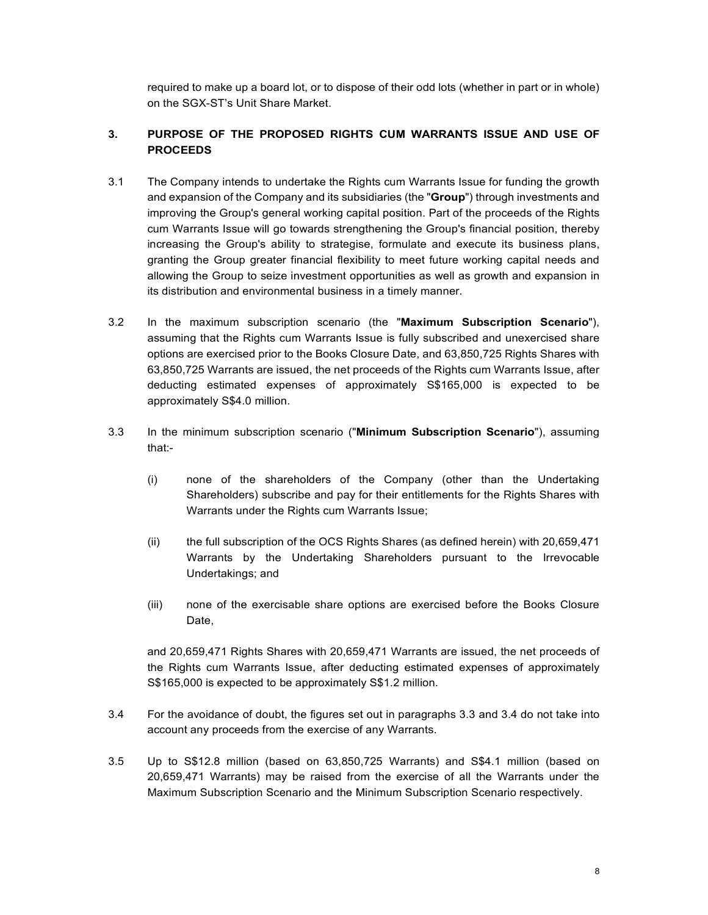required to make up a board lot, or to dispose of their odd lots (whether in part or in whole) on the SGX-ST's Unit Share Market.

## 3. PURPOSE OF THE PROPOSED RIGHTS CUM WARRANTS ISSUE AND USE OF PROCEEDS

3.1 The Company intends to undertake the Rights cum Warrants Issue for funding the growth and expansion of the Company and its subsidiaries (the "**Group**") through investments and improving the Group's general working capital position. Part of the proceeds of the Rights cum Warrants Issue will go towards strengthening the Group's financial position, thereby increasing the Group's ability to strategise, formulate and execute its business plans, granting the Group greater financial flexibility to meet future working capital needs and allowing the Group to seize investment opportunities as well as growth and expansion in its distribution and environmental business in a timely manner.

3.2 In the maximum subscription scenario (the "**Maximum Subscription Scenario**"), assuming that the Rights cum Warrants Issue is fully subscribed and unexercised share options are exercised prior to the Books Closure Date, and 63,850,725 Rights Shares with 63,850,725 Warrants are issued, the net proceeds of the Rights cum Warrants Issue, after deducting estimated expenses of approximately S$165,000 is expected to be approximately S$4.0 million.

3.3 In the minimum subscription scenario ("**Minimum Subscription Scenario**"), assuming that:-

(i) none of the shareholders of the Company (other than the Undertaking Shareholders) subscribe and pay for their entitlements for the Rights Shares with Warrants under the Rights cum Warrants Issue;

(ii) the full subscription of the OCS Rights Shares (as defined herein) with 20,659,471 Warrants by the Undertaking Shareholders pursuant to the Irrevocable Undertakings; and

(iii) none of the exercisable share options are exercised before the Books Closure Date,

and 20,659,471 Rights Shares with 20,659,471 Warrants are issued, the net proceeds of the Rights cum Warrants Issue, after deducting estimated expenses of approximately S$165,000 is expected to be approximately S$1.2 million.

3.4 For the avoidance of doubt, the figures set out in paragraphs 3.3 and 3.4 do not take into account any proceeds from the exercise of any Warrants.

3.5 Up to S$12.8 million (based on 63,850,725 Warrants) and S$4.1 million (based on 20,659,471 Warrants) may be raised from the exercise of all the Warrants under the Maximum Subscription Scenario and the Minimum Subscription Scenario respectively.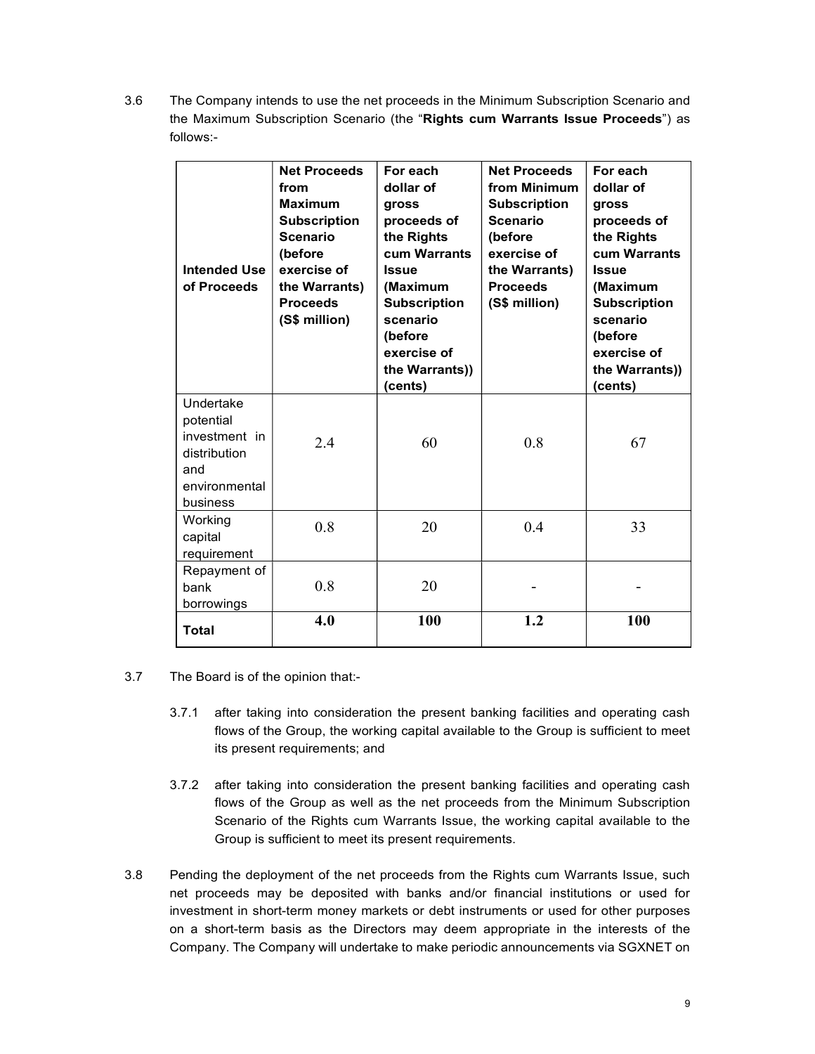3.6 The Company intends to use the net proceeds in the Minimum Subscription Scenario and the Maximum Subscription Scenario (the "**Rights cum Warrants Issue Proceeds**") as follows:-

| Intended Use of Proceeds | Net Proceeds from Maximum Subscription Scenario (before exercise of the Warrants) Proceeds (S$ million) | For each dollar of gross proceeds of the Rights cum Warrants Issue (Maximum Subscription scenario (before exercise of the Warrants)) (cents) | Net Proceeds from Minimum Subscription Scenario (before exercise of the Warrants) Proceeds (S$ million) | For each dollar of gross proceeds of the Rights cum Warrants Issue (Maximum Subscription scenario (before exercise of the Warrants)) (cents) |
|---|---|---|---|---|
| Undertake potential investment in distribution and environmental business | 2.4 | 60 | 0.8 | 67 |
| Working capital requirement | 0.8 | 20 | 0.4 | 33 |
| Repayment of bank borrowings | 0.8 | 20 | - | - |
| **Total** | **4.0** | **100** | **1.2** | **100** |

3.7 The Board is of the opinion that:-

3.7.1 after taking into consideration the present banking facilities and operating cash flows of the Group, the working capital available to the Group is sufficient to meet its present requirements; and

3.7.2 after taking into consideration the present banking facilities and operating cash flows of the Group as well as the net proceeds from the Minimum Subscription Scenario of the Rights cum Warrants Issue, the working capital available to the Group is sufficient to meet its present requirements.

3.8 Pending the deployment of the net proceeds from the Rights cum Warrants Issue, such net proceeds may be deposited with banks and/or financial institutions or used for investment in short-term money markets or debt instruments or used for other purposes on a short-term basis as the Directors may deem appropriate in the interests of the Company. The Company will undertake to make periodic announcements via SGXNET on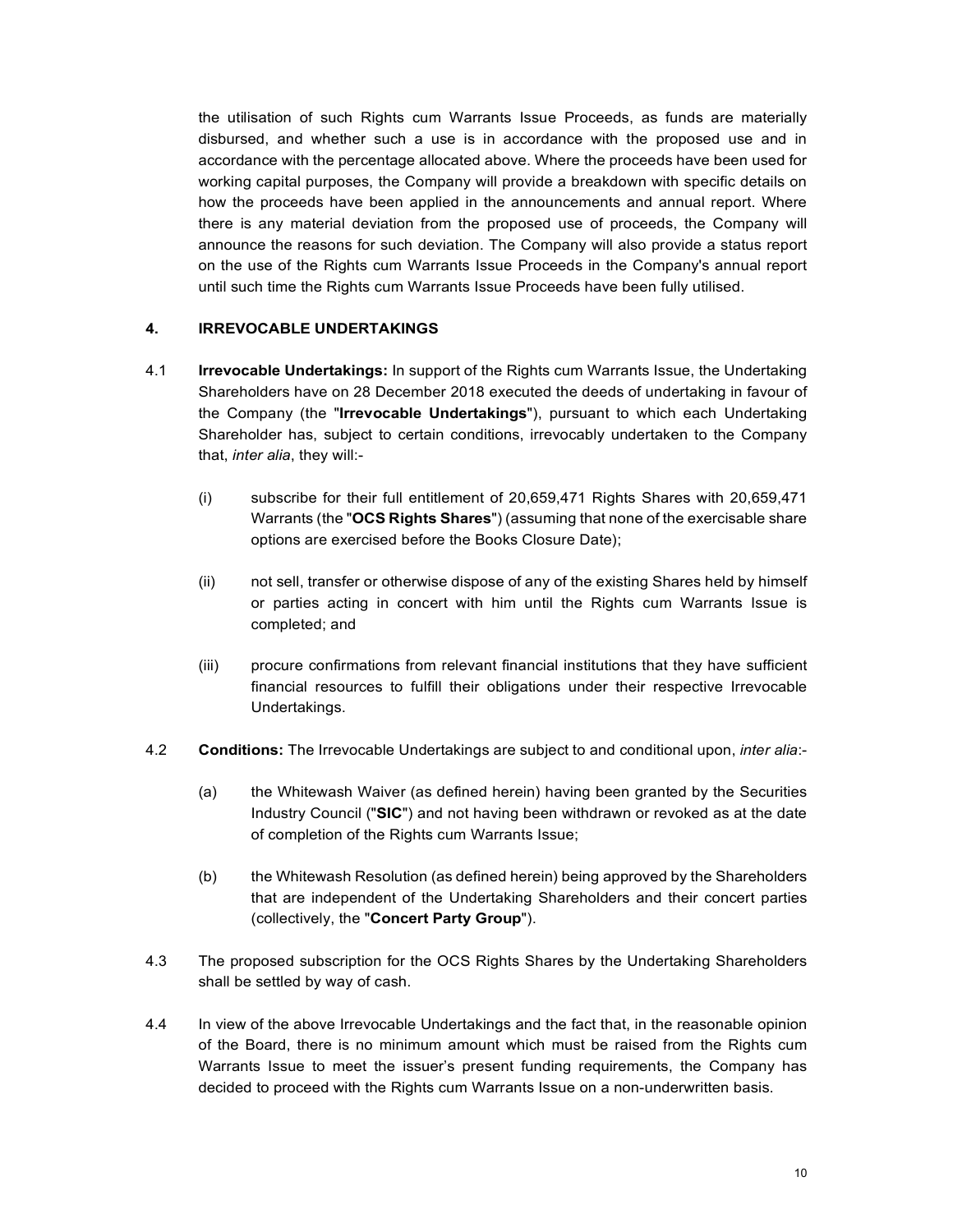the utilisation of such Rights cum Warrants Issue Proceeds, as funds are materially disbursed, and whether such a use is in accordance with the proposed use and in accordance with the percentage allocated above. Where the proceeds have been used for working capital purposes, the Company will provide a breakdown with specific details on how the proceeds have been applied in the announcements and annual report. Where there is any material deviation from the proposed use of proceeds, the Company will announce the reasons for such deviation. The Company will also provide a status report on the use of the Rights cum Warrants Issue Proceeds in the Company's annual report until such time the Rights cum Warrants Issue Proceeds have been fully utilised.

## 4. IRREVOCABLE UNDERTAKINGS

4.1 **Irrevocable Undertakings:** In support of the Rights cum Warrants Issue, the Undertaking Shareholders have on 28 December 2018 executed the deeds of undertaking in favour of the Company (the "**Irrevocable Undertakings**"), pursuant to which each Undertaking Shareholder has, subject to certain conditions, irrevocably undertaken to the Company that, *inter alia*, they will:-

(i) subscribe for their full entitlement of 20,659,471 Rights Shares with 20,659,471 Warrants (the "**OCS Rights Shares**") (assuming that none of the exercisable share options are exercised before the Books Closure Date);

(ii) not sell, transfer or otherwise dispose of any of the existing Shares held by himself or parties acting in concert with him until the Rights cum Warrants Issue is completed; and

(iii) procure confirmations from relevant financial institutions that they have sufficient financial resources to fulfill their obligations under their respective Irrevocable Undertakings.

4.2 **Conditions:** The Irrevocable Undertakings are subject to and conditional upon, *inter alia*:-

(a) the Whitewash Waiver (as defined herein) having been granted by the Securities Industry Council ("**SIC**") and not having been withdrawn or revoked as at the date of completion of the Rights cum Warrants Issue;

(b) the Whitewash Resolution (as defined herein) being approved by the Shareholders that are independent of the Undertaking Shareholders and their concert parties (collectively, the "**Concert Party Group**").

4.3 The proposed subscription for the OCS Rights Shares by the Undertaking Shareholders shall be settled by way of cash.

4.4 In view of the above Irrevocable Undertakings and the fact that, in the reasonable opinion of the Board, there is no minimum amount which must be raised from the Rights cum Warrants Issue to meet the issuer's present funding requirements, the Company has decided to proceed with the Rights cum Warrants Issue on a non-underwritten basis.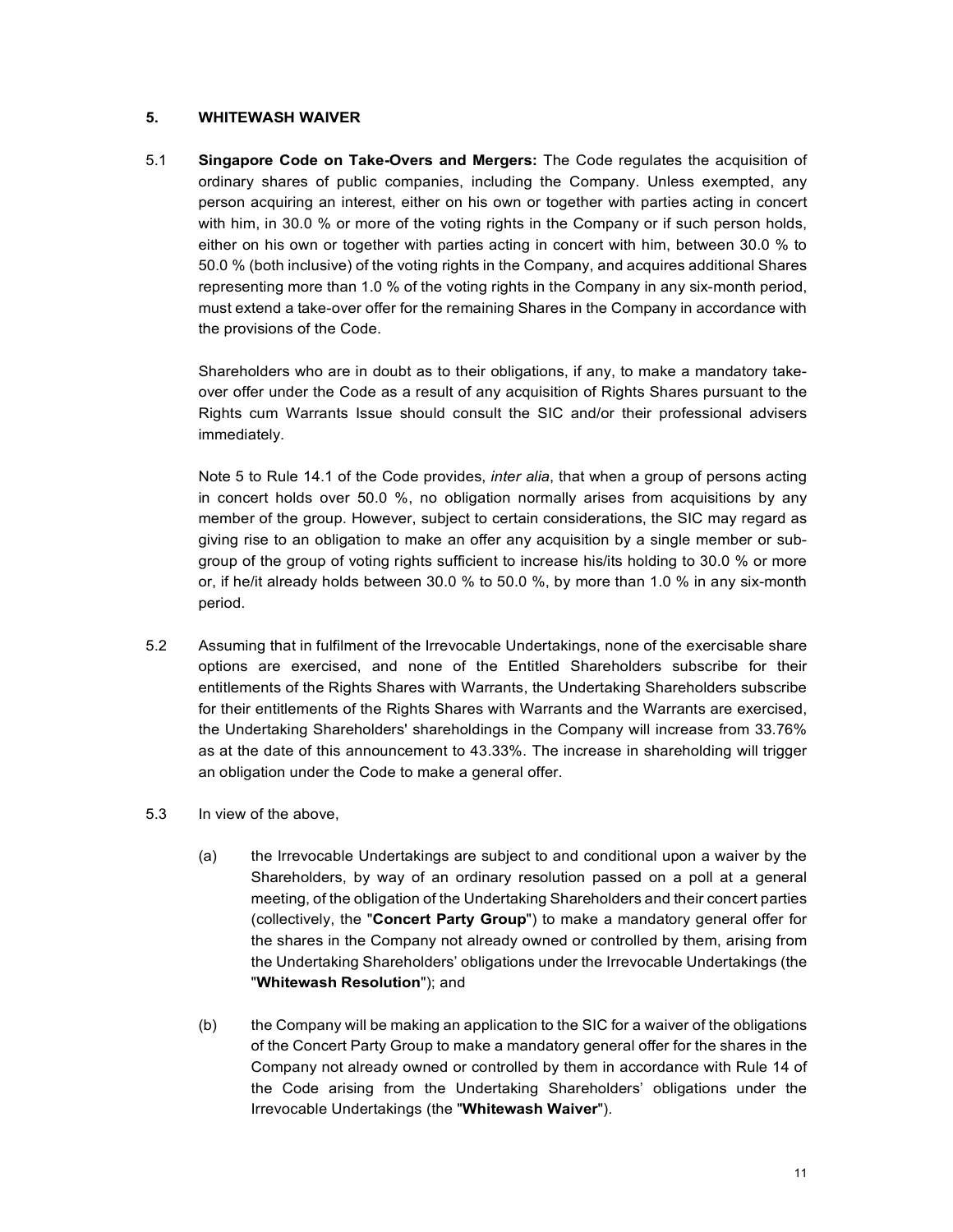## 5. WHITEWASH WAIVER

5.1 **Singapore Code on Take-Overs and Mergers:** The Code regulates the acquisition of ordinary shares of public companies, including the Company. Unless exempted, any person acquiring an interest, either on his own or together with parties acting in concert with him, in 30.0 % or more of the voting rights in the Company or if such person holds, either on his own or together with parties acting in concert with him, between 30.0 % to 50.0 % (both inclusive) of the voting rights in the Company, and acquires additional Shares representing more than 1.0 % of the voting rights in the Company in any six-month period, must extend a take-over offer for the remaining Shares in the Company in accordance with the provisions of the Code.

Shareholders who are in doubt as to their obligations, if any, to make a mandatory take-over offer under the Code as a result of any acquisition of Rights Shares pursuant to the Rights cum Warrants Issue should consult the SIC and/or their professional advisers immediately.

Note 5 to Rule 14.1 of the Code provides, *inter alia*, that when a group of persons acting in concert holds over 50.0 %, no obligation normally arises from acquisitions by any member of the group. However, subject to certain considerations, the SIC may regard as giving rise to an obligation to make an offer any acquisition by a single member or sub-group of the group of voting rights sufficient to increase his/its holding to 30.0 % or more or, if he/it already holds between 30.0 % to 50.0 %, by more than 1.0 % in any six-month period.

5.2 Assuming that in fulfilment of the Irrevocable Undertakings, none of the exercisable share options are exercised, and none of the Entitled Shareholders subscribe for their entitlements of the Rights Shares with Warrants, the Undertaking Shareholders subscribe for their entitlements of the Rights Shares with Warrants and the Warrants are exercised, the Undertaking Shareholders' shareholdings in the Company will increase from 33.76% as at the date of this announcement to 43.33%. The increase in shareholding will trigger an obligation under the Code to make a general offer.

5.3 In view of the above,

(a) the Irrevocable Undertakings are subject to and conditional upon a waiver by the Shareholders, by way of an ordinary resolution passed on a poll at a general meeting, of the obligation of the Undertaking Shareholders and their concert parties (collectively, the "**Concert Party Group**") to make a mandatory general offer for the shares in the Company not already owned or controlled by them, arising from the Undertaking Shareholders' obligations under the Irrevocable Undertakings (the "**Whitewash Resolution**"); and

(b) the Company will be making an application to the SIC for a waiver of the obligations of the Concert Party Group to make a mandatory general offer for the shares in the Company not already owned or controlled by them in accordance with Rule 14 of the Code arising from the Undertaking Shareholders' obligations under the Irrevocable Undertakings (the "**Whitewash Waiver**").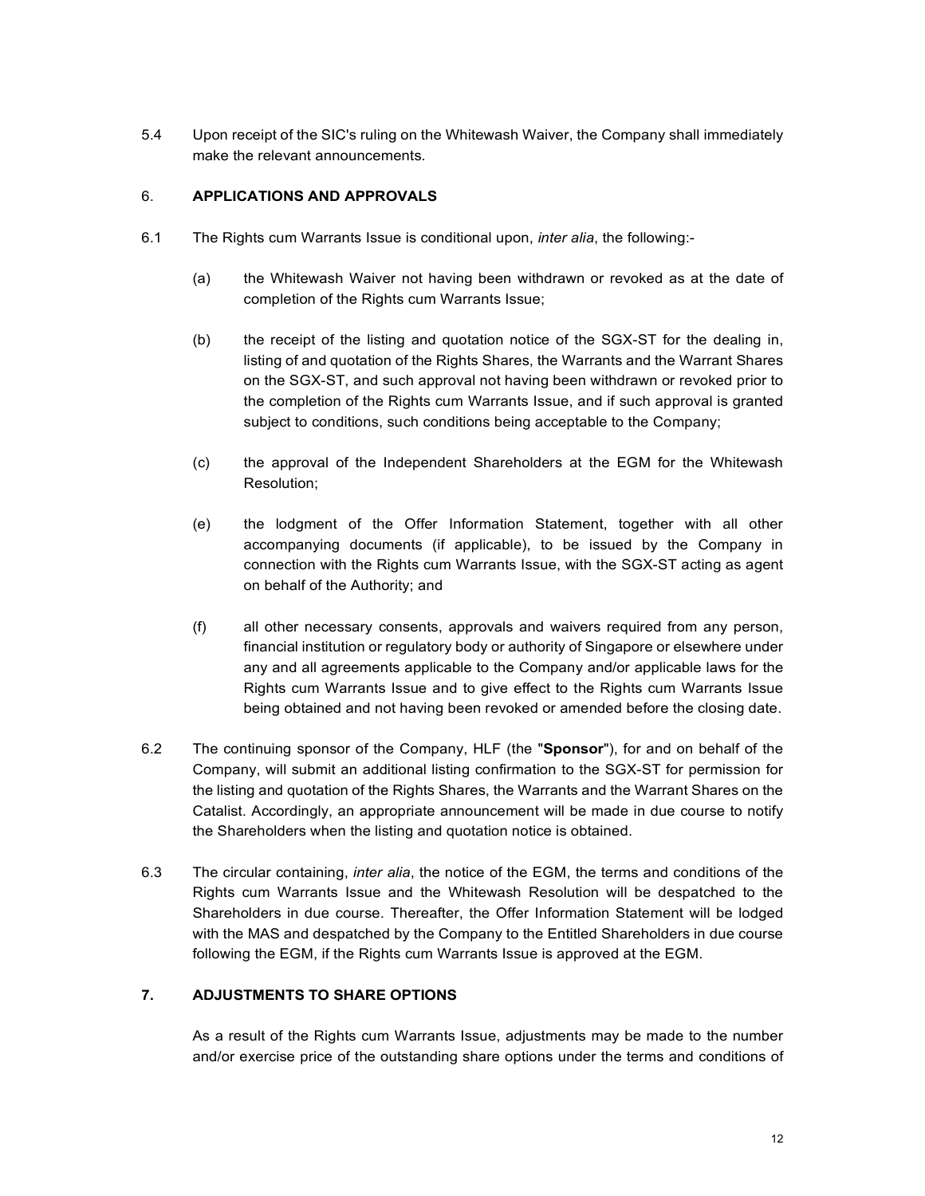5.4 Upon receipt of the SIC's ruling on the Whitewash Waiver, the Company shall immediately make the relevant announcements.

## 6. APPLICATIONS AND APPROVALS

6.1 The Rights cum Warrants Issue is conditional upon, *inter alia*, the following:-

(a) the Whitewash Waiver not having been withdrawn or revoked as at the date of completion of the Rights cum Warrants Issue;

(b) the receipt of the listing and quotation notice of the SGX-ST for the dealing in, listing of and quotation of the Rights Shares, the Warrants and the Warrant Shares on the SGX-ST, and such approval not having been withdrawn or revoked prior to the completion of the Rights cum Warrants Issue, and if such approval is granted subject to conditions, such conditions being acceptable to the Company;

(c) the approval of the Independent Shareholders at the EGM for the Whitewash Resolution;

(e) the lodgment of the Offer Information Statement, together with all other accompanying documents (if applicable), to be issued by the Company in connection with the Rights cum Warrants Issue, with the SGX-ST acting as agent on behalf of the Authority; and

(f) all other necessary consents, approvals and waivers required from any person, financial institution or regulatory body or authority of Singapore or elsewhere under any and all agreements applicable to the Company and/or applicable laws for the Rights cum Warrants Issue and to give effect to the Rights cum Warrants Issue being obtained and not having been revoked or amended before the closing date.

6.2 The continuing sponsor of the Company, HLF (the "**Sponsor**"), for and on behalf of the Company, will submit an additional listing confirmation to the SGX-ST for permission for the listing and quotation of the Rights Shares, the Warrants and the Warrant Shares on the Catalist. Accordingly, an appropriate announcement will be made in due course to notify the Shareholders when the listing and quotation notice is obtained.

6.3 The circular containing, *inter alia*, the notice of the EGM, the terms and conditions of the Rights cum Warrants Issue and the Whitewash Resolution will be despatched to the Shareholders in due course. Thereafter, the Offer Information Statement will be lodged with the MAS and despatched by the Company to the Entitled Shareholders in due course following the EGM, if the Rights cum Warrants Issue is approved at the EGM.

## 7. ADJUSTMENTS TO SHARE OPTIONS

As a result of the Rights cum Warrants Issue, adjustments may be made to the number and/or exercise price of the outstanding share options under the terms and conditions of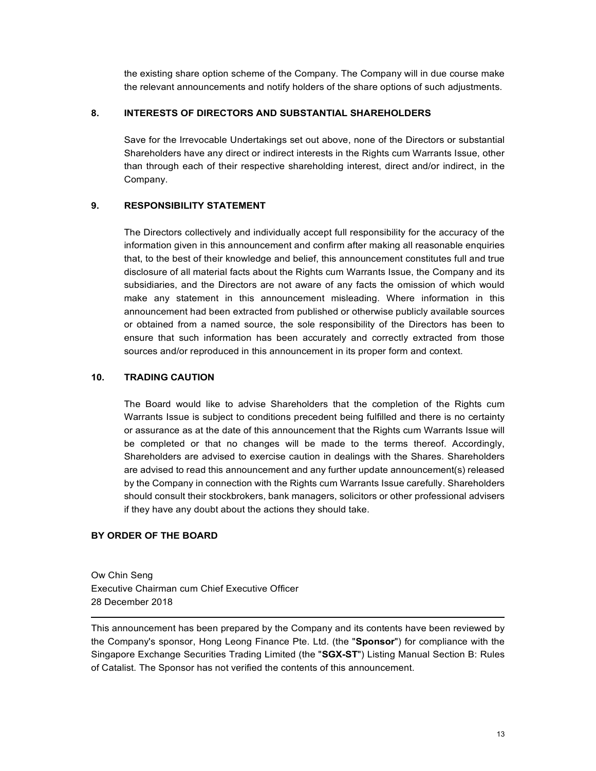the existing share option scheme of the Company. The Company will in due course make the relevant announcements and notify holders of the share options of such adjustments.

## 8. INTERESTS OF DIRECTORS AND SUBSTANTIAL SHAREHOLDERS

Save for the Irrevocable Undertakings set out above, none of the Directors or substantial Shareholders have any direct or indirect interests in the Rights cum Warrants Issue, other than through each of their respective shareholding interest, direct and/or indirect, in the Company.

## 9. RESPONSIBILITY STATEMENT

The Directors collectively and individually accept full responsibility for the accuracy of the information given in this announcement and confirm after making all reasonable enquiries that, to the best of their knowledge and belief, this announcement constitutes full and true disclosure of all material facts about the Rights cum Warrants Issue, the Company and its subsidiaries, and the Directors are not aware of any facts the omission of which would make any statement in this announcement misleading. Where information in this announcement had been extracted from published or otherwise publicly available sources or obtained from a named source, the sole responsibility of the Directors has been to ensure that such information has been accurately and correctly extracted from those sources and/or reproduced in this announcement in its proper form and context.

## 10. TRADING CAUTION

The Board would like to advise Shareholders that the completion of the Rights cum Warrants Issue is subject to conditions precedent being fulfilled and there is no certainty or assurance as at the date of this announcement that the Rights cum Warrants Issue will be completed or that no changes will be made to the terms thereof. Accordingly, Shareholders are advised to exercise caution in dealings with the Shares. Shareholders are advised to read this announcement and any further update announcement(s) released by the Company in connection with the Rights cum Warrants Issue carefully. Shareholders should consult their stockbrokers, bank managers, solicitors or other professional advisers if they have any doubt about the actions they should take.

**BY ORDER OF THE BOARD**

Ow Chin Seng
Executive Chairman cum Chief Executive Officer
28 December 2018

---

This announcement has been prepared by the Company and its contents have been reviewed by the Company's sponsor, Hong Leong Finance Pte. Ltd. (the "**Sponsor**") for compliance with the Singapore Exchange Securities Trading Limited (the "**SGX-ST**") Listing Manual Section B: Rules of Catalist. The Sponsor has not verified the contents of this announcement.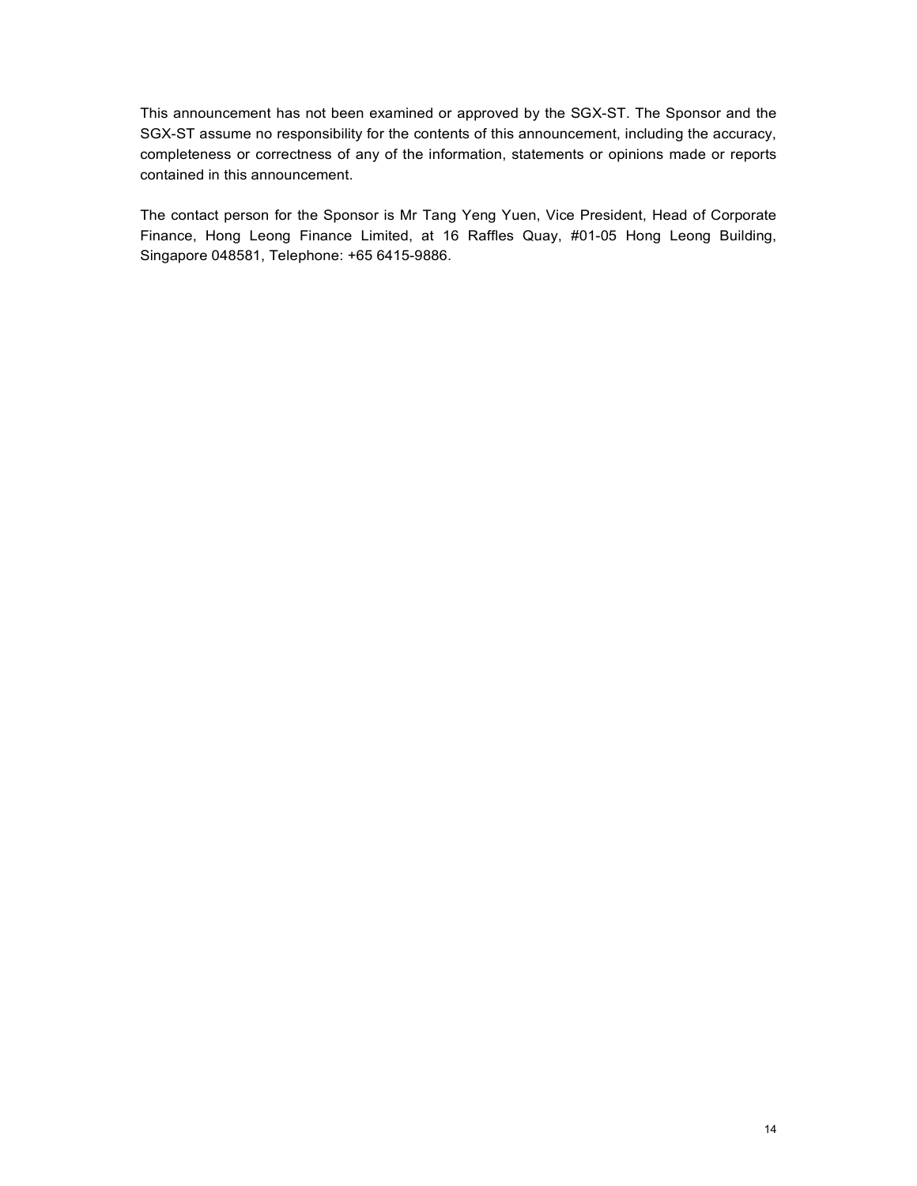This announcement has not been examined or approved by the SGX-ST. The Sponsor and the SGX-ST assume no responsibility for the contents of this announcement, including the accuracy, completeness or correctness of any of the information, statements or opinions made or reports contained in this announcement.

The contact person for the Sponsor is Mr Tang Yeng Yuen, Vice President, Head of Corporate Finance, Hong Leong Finance Limited, at 16 Raffles Quay, #01-05 Hong Leong Building, Singapore 048581, Telephone: +65 6415-9886.